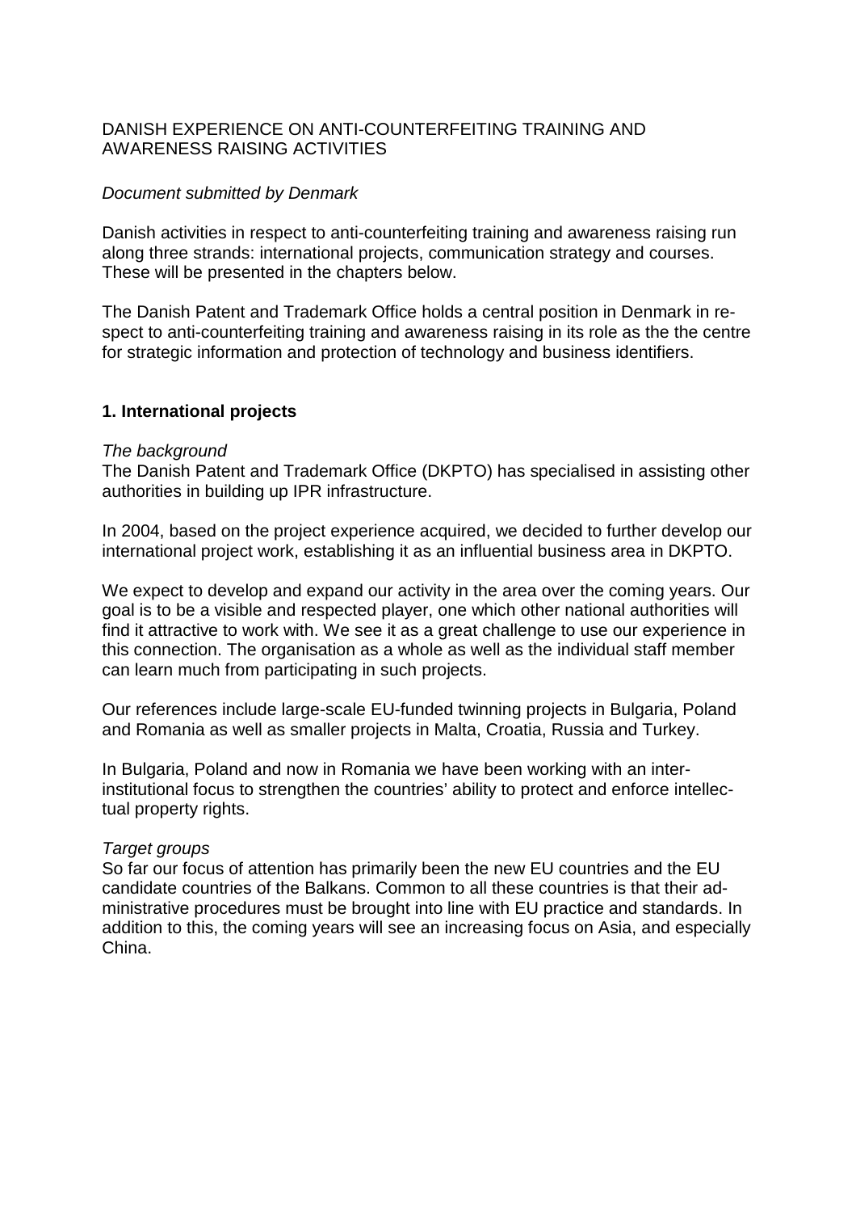DANISH EXPERIENCE ON ANTI-COUNTERFEITING TRAINING AND AWARENESS RAISING ACTIVITIES

*Document submitted by Denmark*

Danish activities in respect to anti-counterfeiting training and awareness raising run along three strands: international projects, communication strategy and courses. These will be presented in the chapters below.

The Danish Patent and Trademark Office holds a central position in Denmark in respect to anti-counterfeiting training and awareness raising in its role as the the centre for strategic information and protection of technology and business identifiers.

## 1. International projects

*The background*

The Danish Patent and Trademark Office (DKPTO) has specialised in assisting other authorities in building up IPR infrastructure.

In 2004, based on the project experience acquired, we decided to further develop our international project work, establishing it as an influential business area in DKPTO.

We expect to develop and expand our activity in the area over the coming years. Our goal is to be a visible and respected player, one which other national authorities will find it attractive to work with. We see it as a great challenge to use our experience in this connection. The organisation as a whole as well as the individual staff member can learn much from participating in such projects.

Our references include large-scale EU-funded twinning projects in Bulgaria, Poland and Romania as well as smaller projects in Malta, Croatia, Russia and Turkey.

In Bulgaria, Poland and now in Romania we have been working with an inter-institutional focus to strengthen the countries' ability to protect and enforce intellectual property rights.

*Target groups*

So far our focus of attention has primarily been the new EU countries and the EU candidate countries of the Balkans. Common to all these countries is that their administrative procedures must be brought into line with EU practice and standards. In addition to this, the coming years will see an increasing focus on Asia, and especially China.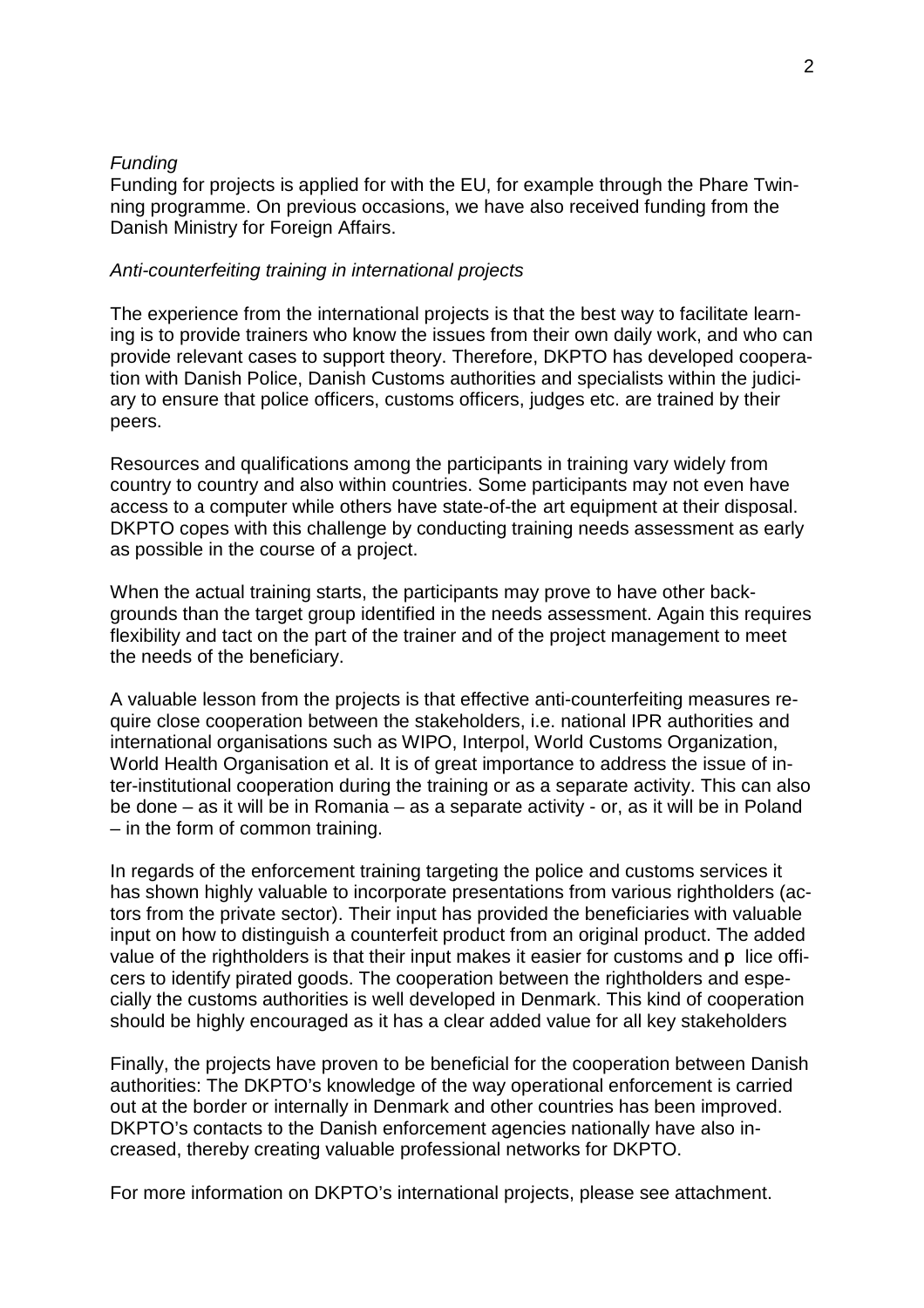*Funding*

Funding for projects is applied for with the EU, for example through the Phare Twinning programme. On previous occasions, we have also received funding from the Danish Ministry for Foreign Affairs.

*Anti-counterfeiting training in international projects*

The experience from the international projects is that the best way to facilitate learning is to provide trainers who know the issues from their own daily work, and who can provide relevant cases to support theory. Therefore, DKPTO has developed cooperation with Danish Police, Danish Customs authorities and specialists within the judiciary to ensure that police officers, customs officers, judges etc. are trained by their peers.

Resources and qualifications among the participants in training vary widely from country to country and also within countries. Some participants may not even have access to a computer while others have state-of-the art equipment at their disposal. DKPTO copes with this challenge by conducting training needs assessment as early as possible in the course of a project.

When the actual training starts, the participants may prove to have other backgrounds than the target group identified in the needs assessment. Again this requires flexibility and tact on the part of the trainer and of the project management to meet the needs of the beneficiary.

A valuable lesson from the projects is that effective anti-counterfeiting measures require close cooperation between the stakeholders, i.e. national IPR authorities and international organisations such as WIPO, Interpol, World Customs Organization, World Health Organisation et al. It is of great importance to address the issue of inter-institutional cooperation during the training or as a separate activity. This can also be done – as it will be in Romania – as a separate activity - or, as it will be in Poland – in the form of common training.

In regards of the enforcement training targeting the police and customs services it has shown highly valuable to incorporate presentations from various rightholders (actors from the private sector). Their input has provided the beneficiaries with valuable input on how to distinguish a counterfeit product from an original product. The added value of the rightholders is that their input makes it easier for customs and p lice officers to identify pirated goods. The cooperation between the rightholders and especially the customs authorities is well developed in Denmark. This kind of cooperation should be highly encouraged as it has a clear added value for all key stakeholders

Finally, the projects have proven to be beneficial for the cooperation between Danish authorities: The DKPTO's knowledge of the way operational enforcement is carried out at the border or internally in Denmark and other countries has been improved. DKPTO's contacts to the Danish enforcement agencies nationally have also increased, thereby creating valuable professional networks for DKPTO.

For more information on DKPTO's international projects, please see attachment.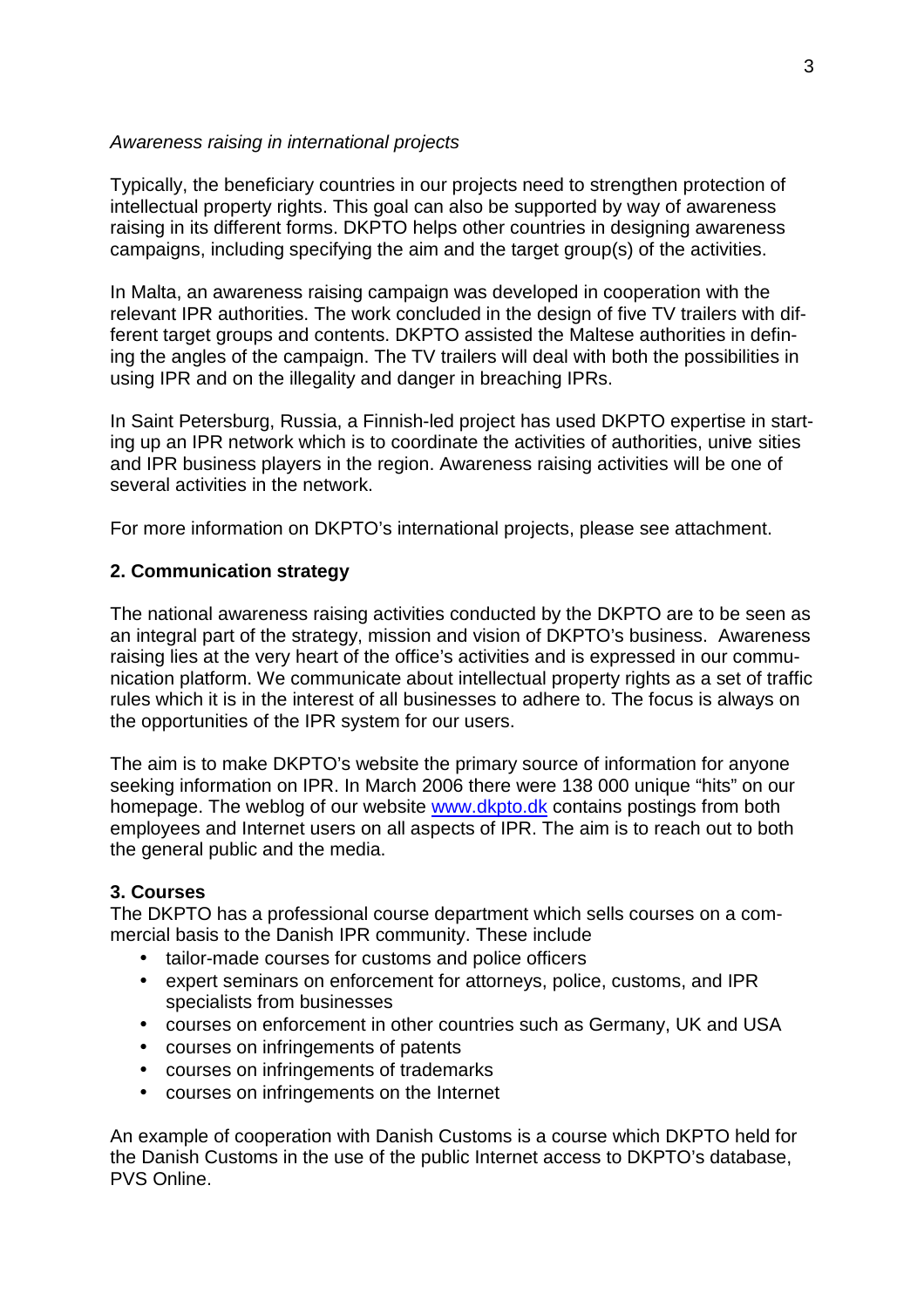*Awareness raising in international projects*

Typically, the beneficiary countries in our projects need to strengthen protection of intellectual property rights. This goal can also be supported by way of awareness raising in its different forms. DKPTO helps other countries in designing awareness campaigns, including specifying the aim and the target group(s) of the activities.

In Malta, an awareness raising campaign was developed in cooperation with the relevant IPR authorities. The work concluded in the design of five TV trailers with different target groups and contents. DKPTO assisted the Maltese authorities in defining the angles of the campaign. The TV trailers will deal with both the possibilities in using IPR and on the illegality and danger in breaching IPRs.

In Saint Petersburg, Russia, a Finnish-led project has used DKPTO expertise in starting up an IPR network which is to coordinate the activities of authorities, universities and IPR business players in the region. Awareness raising activities will be one of several activities in the network.

For more information on DKPTO's international projects, please see attachment.

## 2. Communication strategy

The national awareness raising activities conducted by the DKPTO are to be seen as an integral part of the strategy, mission and vision of DKPTO's business. Awareness raising lies at the very heart of the office's activities and is expressed in our communication platform. We communicate about intellectual property rights as a set of traffic rules which it is in the interest of all businesses to adhere to. The focus is always on the opportunities of the IPR system for our users.

The aim is to make DKPTO's website the primary source of information for anyone seeking information on IPR. In March 2006 there were 138 000 unique "hits" on our homepage. The weblog of our website www.dkpto.dk contains postings from both employees and Internet users on all aspects of IPR. The aim is to reach out to both the general public and the media.

## 3. Courses

The DKPTO has a professional course department which sells courses on a commercial basis to the Danish IPR community. These include

- tailor-made courses for customs and police officers
- expert seminars on enforcement for attorneys, police, customs, and IPR specialists from businesses
- courses on enforcement in other countries such as Germany, UK and USA
- courses on infringements of patents
- courses on infringements of trademarks
- courses on infringements on the Internet

An example of cooperation with Danish Customs is a course which DKPTO held for the Danish Customs in the use of the public Internet access to DKPTO's database, PVS Online.